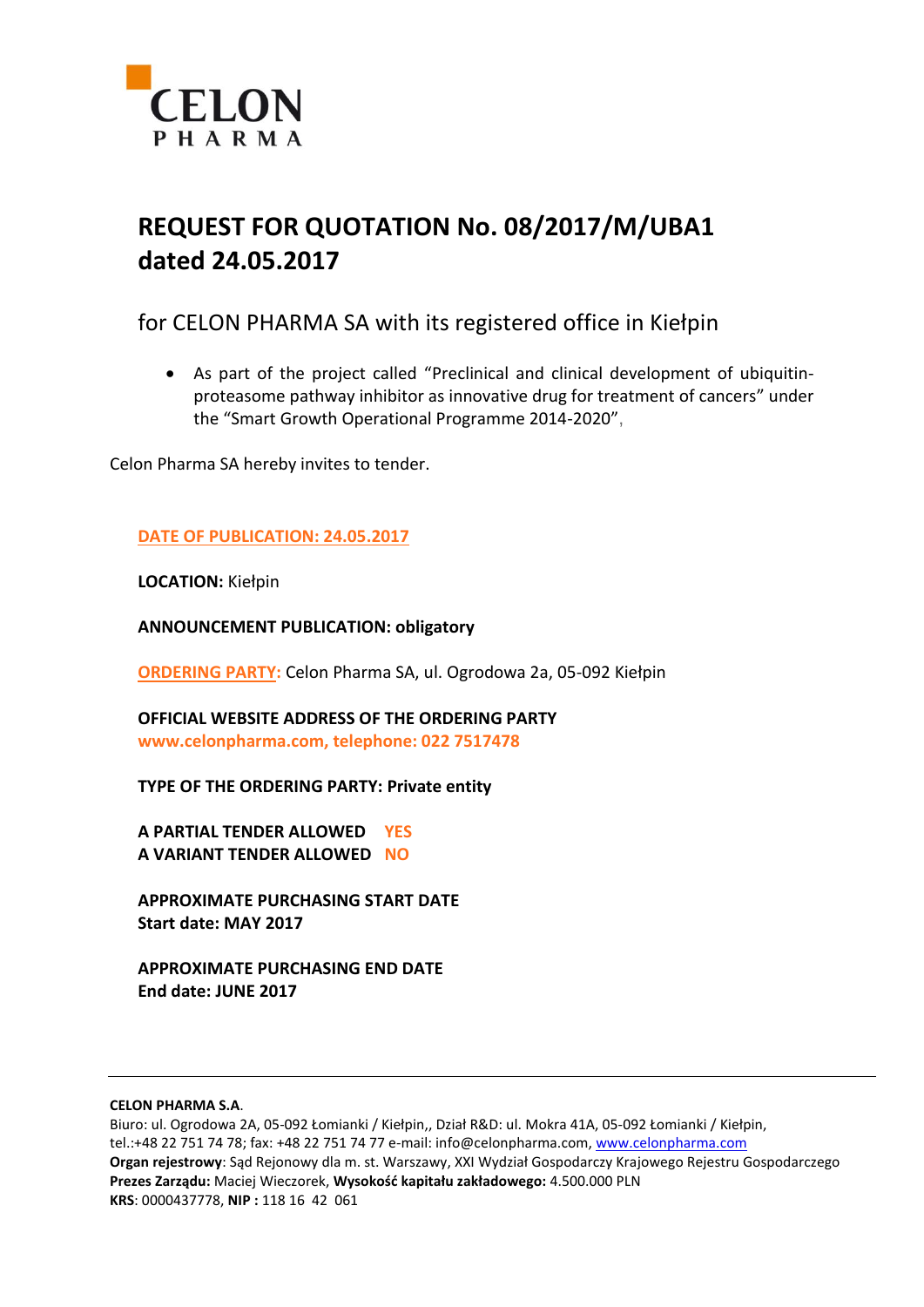CELON PHARMA

# REQUEST FOR QUOTATION No. 08/2017/M/UBA1 dated 24.05.2017

## for CELON PHARMA SA with its registered office in Kiełpin

- As part of the project called "Preclinical and clinical development of ubiquitin-proteasome pathway inhibitor as innovative drug for treatment of cancers" under the "Smart Growth Operational Programme 2014-2020",

Celon Pharma SA hereby invites to tender.

**DATE OF PUBLICATION: 24.05.2017**

**LOCATION:** Kiełpin

**ANNOUNCEMENT PUBLICATION: obligatory**

**ORDERING PARTY:** Celon Pharma SA, ul. Ogrodowa 2a, 05-092 Kiełpin

**OFFICIAL WEBSITE ADDRESS OF THE ORDERING PARTY**
**www.celonpharma.com, telephone: 022 7517478**

**TYPE OF THE ORDERING PARTY: Private entity**

**A PARTIAL TENDER ALLOWED YES**
**A VARIANT TENDER ALLOWED NO**

**APPROXIMATE PURCHASING START DATE**
**Start date: MAY 2017**

**APPROXIMATE PURCHASING END DATE**
**End date: JUNE 2017**

---

**CELON PHARMA S.A.**
Biuro: ul. Ogrodowa 2A, 05-092 Łomianki / Kiełpin,, Dział R&D: ul. Mokra 41A, 05-092 Łomianki / Kiełpin,
tel.:+48 22 751 74 78; fax: +48 22 751 74 77 e-mail: info@celonpharma.com, www.celonpharma.com
**Organ rejestrowy**: Sąd Rejonowy dla m. st. Warszawy, XXI Wydział Gospodarczy Krajowego Rejestru Gospodarczego
**Prezes Zarządu:** Maciej Wieczorek, **Wysokość kapitału zakładowego:** 4.500.000 PLN
**KRS**: 0000437778, **NIP :** 118 16 42 061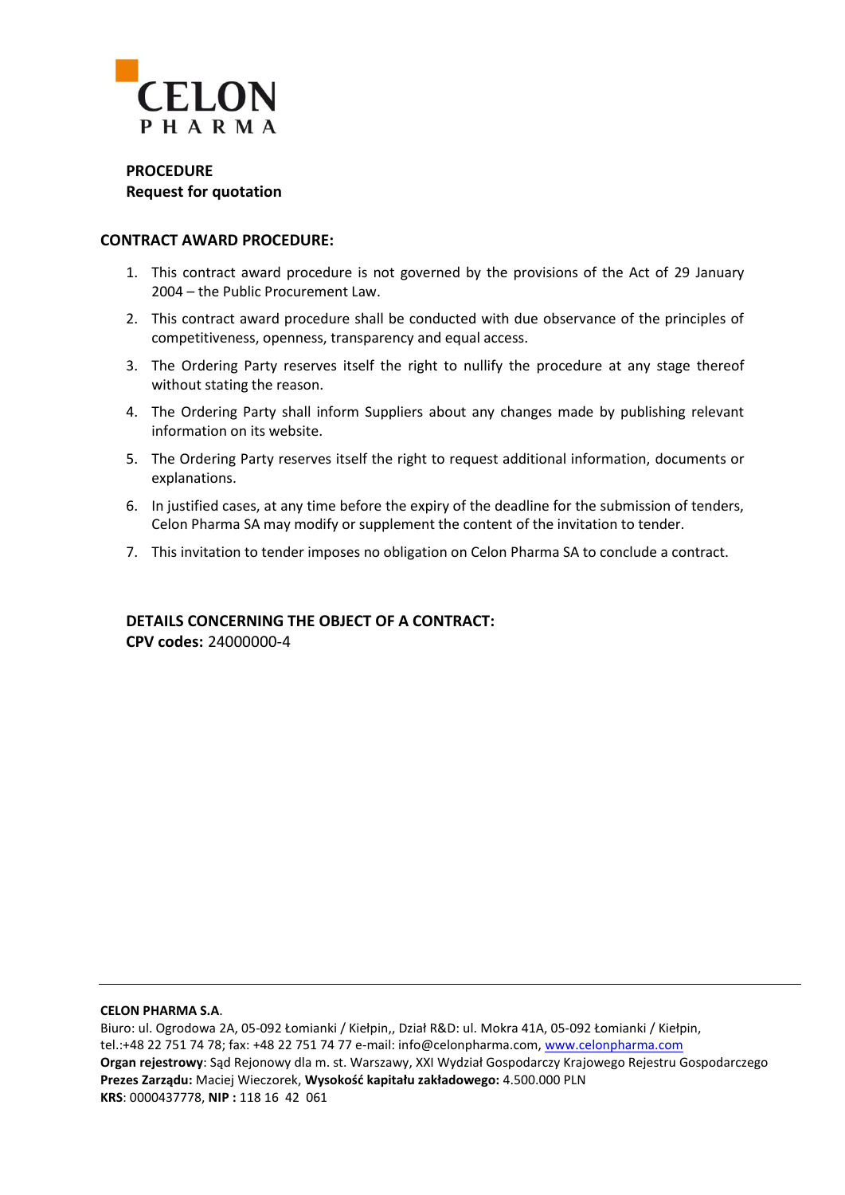**PROCEDURE**
**Request for quotation**

## CONTRACT AWARD PROCEDURE:

1. This contract award procedure is not governed by the provisions of the Act of 29 January 2004 – the Public Procurement Law.
2. This contract award procedure shall be conducted with due observance of the principles of competitiveness, openness, transparency and equal access.
3. The Ordering Party reserves itself the right to nullify the procedure at any stage thereof without stating the reason.
4. The Ordering Party shall inform Suppliers about any changes made by publishing relevant information on its website.
5. The Ordering Party reserves itself the right to request additional information, documents or explanations.
6. In justified cases, at any time before the expiry of the deadline for the submission of tenders, Celon Pharma SA may modify or supplement the content of the invitation to tender.
7. This invitation to tender imposes no obligation on Celon Pharma SA to conclude a contract.

## DETAILS CONCERNING THE OBJECT OF A CONTRACT:

**CPV codes:** 24000000-4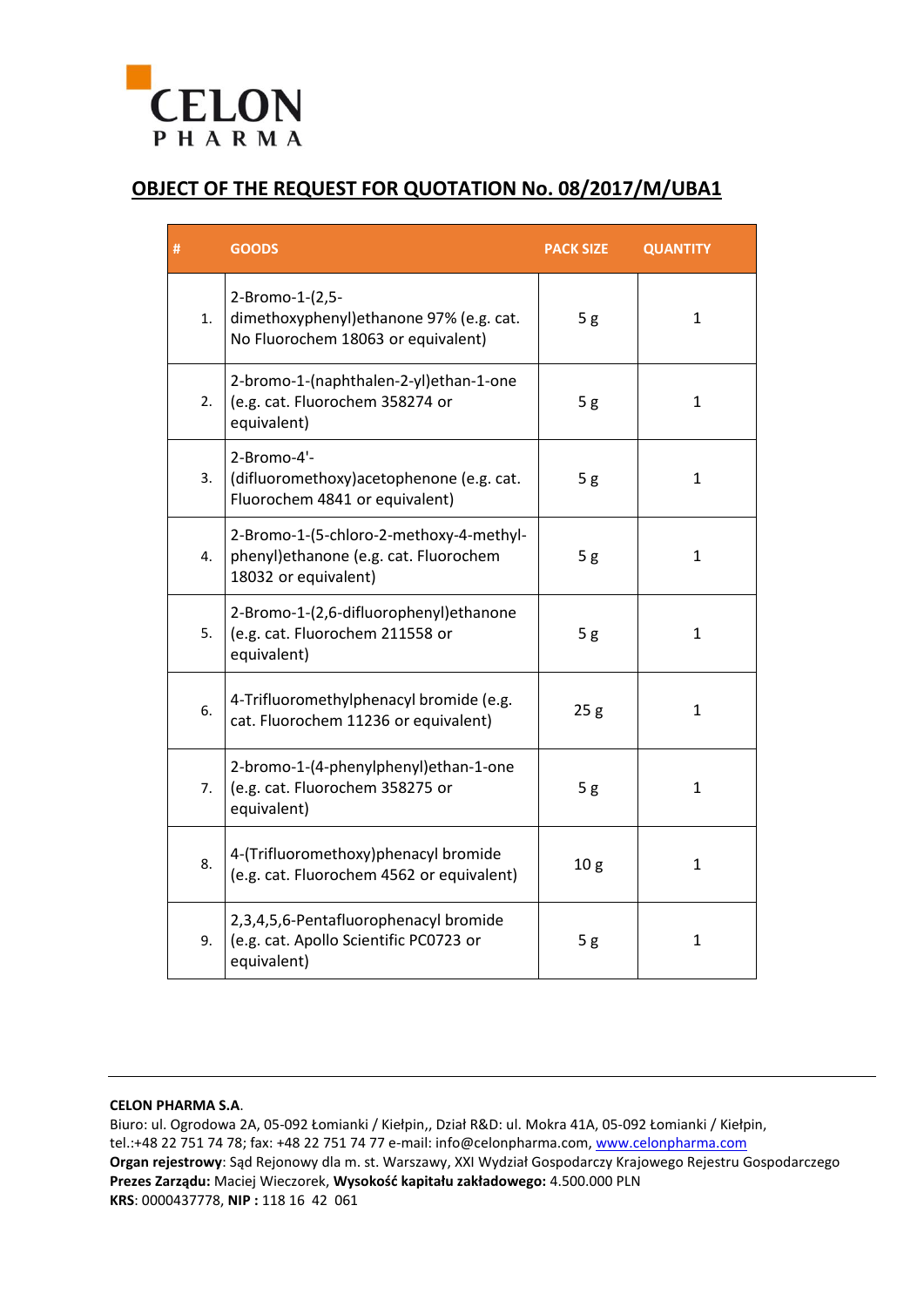CELON PHARMA

## OBJECT OF THE REQUEST FOR QUOTATION No. 08/2017/M/UBA1

| # | GOODS | PACK SIZE | QUANTITY |
|---|---|---|---|
| 1. | 2-Bromo-1-(2,5-dimethoxyphenyl)ethanone 97% (e.g. cat. No Fluorochem 18063 or equivalent) | 5 g | 1 |
| 2. | 2-bromo-1-(naphthalen-2-yl)ethan-1-one (e.g. cat. Fluorochem 358274 or equivalent) | 5 g | 1 |
| 3. | 2-Bromo-4'-(difluoromethoxy)acetophenone (e.g. cat. Fluorochem 4841 or equivalent) | 5 g | 1 |
| 4. | 2-Bromo-1-(5-chloro-2-methoxy-4-methyl-phenyl)ethanone (e.g. cat. Fluorochem 18032 or equivalent) | 5 g | 1 |
| 5. | 2-Bromo-1-(2,6-difluorophenyl)ethanone (e.g. cat. Fluorochem 211558 or equivalent) | 5 g | 1 |
| 6. | 4-Trifluoromethylphenacyl bromide (e.g. cat. Fluorochem 11236 or equivalent) | 25 g | 1 |
| 7. | 2-bromo-1-(4-phenylphenyl)ethan-1-one (e.g. cat. Fluorochem 358275 or equivalent) | 5 g | 1 |
| 8. | 4-(Trifluoromethoxy)phenacyl bromide (e.g. cat. Fluorochem 4562 or equivalent) | 10 g | 1 |
| 9. | 2,3,4,5,6-Pentafluorophenacyl bromide (e.g. cat. Apollo Scientific PC0723 or equivalent) | 5 g | 1 |

**CELON PHARMA S.A.**
Biuro: ul. Ogrodowa 2A, 05-092 Łomianki / Kiełpin,, Dział R&D: ul. Mokra 41A, 05-092 Łomianki / Kiełpin,
tel.:+48 22 751 74 78; fax: +48 22 751 74 77 e-mail: info@celonpharma.com, www.celonpharma.com
**Organ rejestrowy**: Sąd Rejonowy dla m. st. Warszawy, XXI Wydział Gospodarczy Krajowego Rejestru Gospodarczego
**Prezes Zarządu:** Maciej Wieczorek, **Wysokość kapitału zakładowego:** 4.500.000 PLN
**KRS**: 0000437778, **NIP :** 118 16 42 061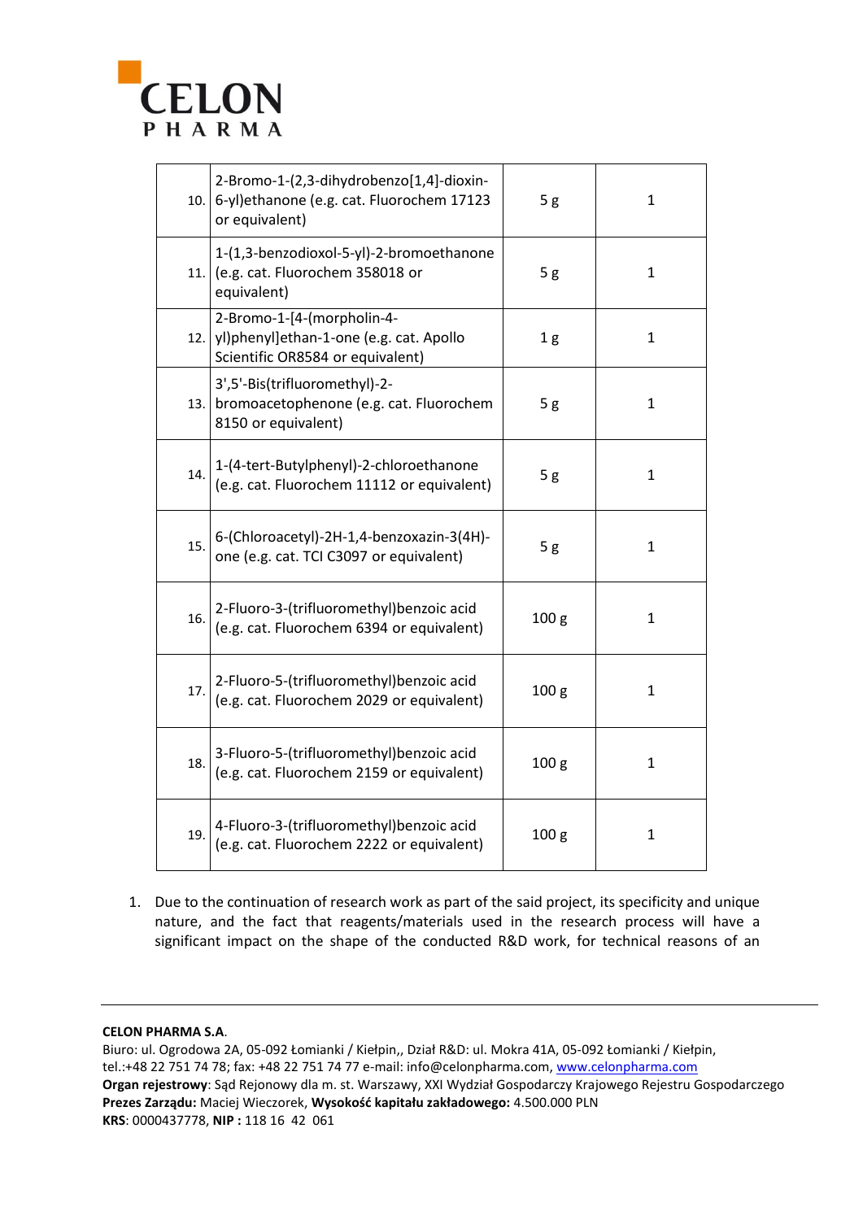| | | | |
|---|---|---|---|
| 10. | 2-Bromo-1-(2,3-dihydrobenzo[1,4]-dioxin-6-yl)ethanone (e.g. cat. Fluorochem 17123 or equivalent) | 5 g | 1 |
| 11. | 1-(1,3-benzodioxol-5-yl)-2-bromoethanone (e.g. cat. Fluorochem 358018 or equivalent) | 5 g | 1 |
| 12. | 2-Bromo-1-[4-(morpholin-4-yl)phenyl]ethan-1-one (e.g. cat. Apollo Scientific OR8584 or equivalent) | 1 g | 1 |
| 13. | 3',5'-Bis(trifluoromethyl)-2-bromoacetophenone (e.g. cat. Fluorochem 8150 or equivalent) | 5 g | 1 |
| 14. | 1-(4-tert-Butylphenyl)-2-chloroethanone (e.g. cat. Fluorochem 11112 or equivalent) | 5 g | 1 |
| 15. | 6-(Chloroacetyl)-2H-1,4-benzoxazin-3(4H)-one (e.g. cat. TCI C3097 or equivalent) | 5 g | 1 |
| 16. | 2-Fluoro-3-(trifluoromethyl)benzoic acid (e.g. cat. Fluorochem 6394 or equivalent) | 100 g | 1 |
| 17. | 2-Fluoro-5-(trifluoromethyl)benzoic acid (e.g. cat. Fluorochem 2029 or equivalent) | 100 g | 1 |
| 18. | 3-Fluoro-5-(trifluoromethyl)benzoic acid (e.g. cat. Fluorochem 2159 or equivalent) | 100 g | 1 |
| 19. | 4-Fluoro-3-(trifluoromethyl)benzoic acid (e.g. cat. Fluorochem 2222 or equivalent) | 100 g | 1 |

1. Due to the continuation of research work as part of the said project, its specificity and unique nature, and the fact that reagents/materials used in the research process will have a significant impact on the shape of the conducted R&D work, for technical reasons of an

**CELON PHARMA S.A.**
Biuro: ul. Ogrodowa 2A, 05-092 Łomianki / Kiełpin,, Dział R&D: ul. Mokra 41A, 05-092 Łomianki / Kiełpin,
tel.:+48 22 751 74 78; fax: +48 22 751 74 77 e-mail: info@celonpharma.com, www.celonpharma.com
**Organ rejestrowy**: Sąd Rejonowy dla m. st. Warszawy, XXI Wydział Gospodarczy Krajowego Rejestru Gospodarczego
**Prezes Zarządu:** Maciej Wieczorek, **Wysokość kapitału zakładowego:** 4.500.000 PLN
**KRS**: 0000437778, **NIP :** 118 16 42 061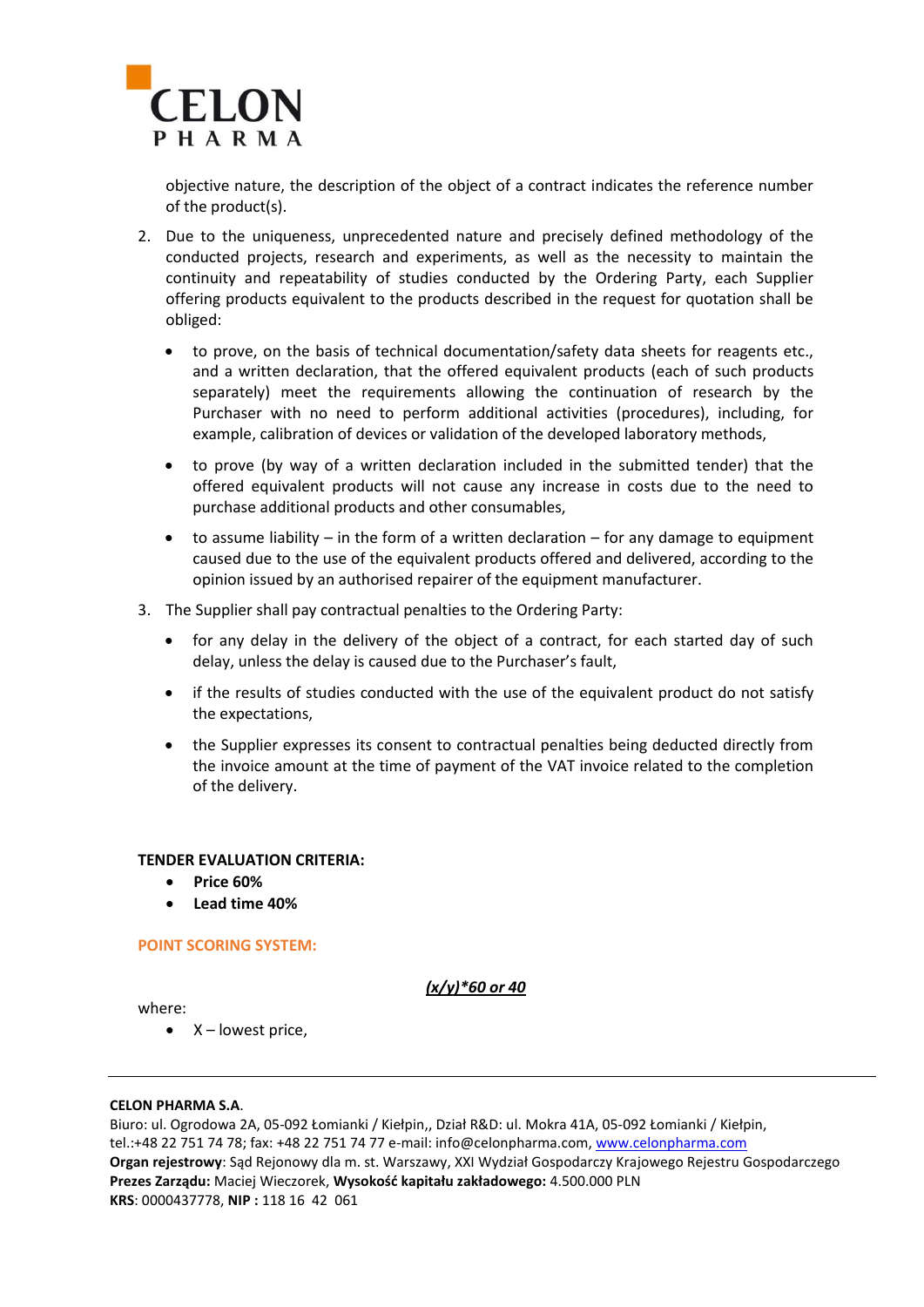objective nature, the description of the object of a contract indicates the reference number of the product(s).

2. Due to the uniqueness, unprecedented nature and precisely defined methodology of the conducted projects, research and experiments, as well as the necessity to maintain the continuity and repeatability of studies conducted by the Ordering Party, each Supplier offering products equivalent to the products described in the request for quotation shall be obliged:

    - to prove, on the basis of technical documentation/safety data sheets for reagents etc., and a written declaration, that the offered equivalent products (each of such products separately) meet the requirements allowing the continuation of research by the Purchaser with no need to perform additional activities (procedures), including, for example, calibration of devices or validation of the developed laboratory methods,
    - to prove (by way of a written declaration included in the submitted tender) that the offered equivalent products will not cause any increase in costs due to the need to purchase additional products and other consumables,
    - to assume liability – in the form of a written declaration – for any damage to equipment caused due to the use of the equivalent products offered and delivered, according to the opinion issued by an authorised repairer of the equipment manufacturer.

3. The Supplier shall pay contractual penalties to the Ordering Party:

    - for any delay in the delivery of the object of a contract, for each started day of such delay, unless the delay is caused due to the Purchaser's fault,
    - if the results of studies conducted with the use of the equivalent product do not satisfy the expectations,
    - the Supplier expresses its consent to contractual penalties being deducted directly from the invoice amount at the time of payment of the VAT invoice related to the completion of the delivery.

**TENDER EVALUATION CRITERIA:**

- **Price 60%**
- **Lead time 40%**

**POINT SCORING SYSTEM:**

***(x/y)\*60 or 40***

where:

- X – lowest price,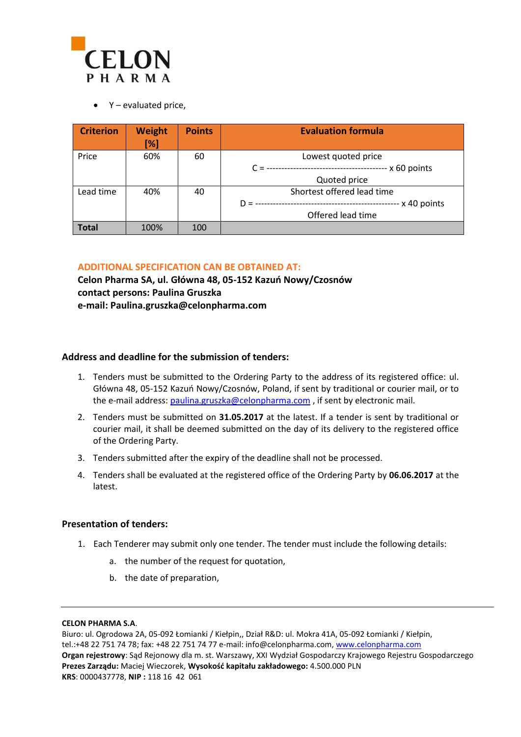- Y – evaluated price,

| Criterion | Weight [%] | Points | Evaluation formula |
|---|---|---|---|
| Price | 60% | 60 | $C = \frac{\text{Lowest quoted price}}{\text{Quoted price}} \times 60 \text{ points}$ |
| Lead time | 40% | 40 | $D = \frac{\text{Shortest offered lead time}}{\text{Offered lead time}} \times 40 \text{ points}$ |
| **Total** | 100% | 100 | |

**ADDITIONAL SPECIFICATION CAN BE OBTAINED AT:**
**Celon Pharma SA, ul. Główna 48, 05-152 Kazuń Nowy/Czosnów**
**contact persons: Paulina Gruszka**
**e-mail: Paulina.gruszka@celonpharma.com**

### Address and deadline for the submission of tenders:

1. Tenders must be submitted to the Ordering Party to the address of its registered office: ul. Główna 48, 05-152 Kazuń Nowy/Czosnów, Poland, if sent by traditional or courier mail, or to the e-mail address: paulina.gruszka@celonpharma.com , if sent by electronic mail.
2. Tenders must be submitted on **31.05.2017** at the latest. If a tender is sent by traditional or courier mail, it shall be deemed submitted on the day of its delivery to the registered office of the Ordering Party.
3. Tenders submitted after the expiry of the deadline shall not be processed.
4. Tenders shall be evaluated at the registered office of the Ordering Party by **06.06.2017** at the latest.

### Presentation of tenders:

1. Each Tenderer may submit only one tender. The tender must include the following details:
   a. the number of the request for quotation,
   b. the date of preparation,

**CELON PHARMA S.A.**
Biuro: ul. Ogrodowa 2A, 05-092 Łomianki / Kiełpin,, Dział R&D: ul. Mokra 41A, 05-092 Łomianki / Kiełpin,
tel.:+48 22 751 74 78; fax: +48 22 751 74 77 e-mail: info@celonpharma.com, www.celonpharma.com
**Organ rejestrowy**: Sąd Rejonowy dla m. st. Warszawy, XXI Wydział Gospodarczy Krajowego Rejestru Gospodarczego
**Prezes Zarządu:** Maciej Wieczorek, **Wysokość kapitału zakładowego:** 4.500.000 PLN
**KRS**: 0000437778, **NIP :** 118 16 42 061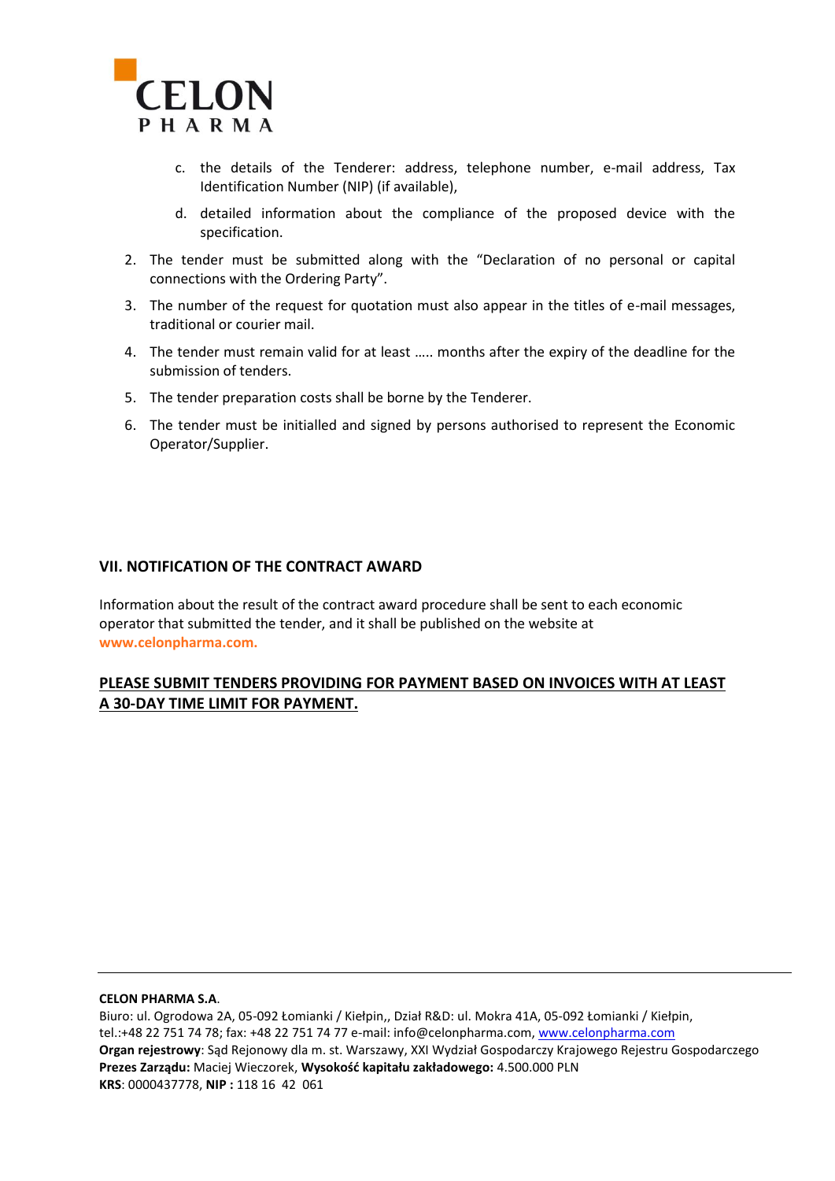c. the details of the Tenderer: address, telephone number, e-mail address, Tax Identification Number (NIP) (if available),

d. detailed information about the compliance of the proposed device with the specification.

2. The tender must be submitted along with the "Declaration of no personal or capital connections with the Ordering Party".
3. The number of the request for quotation must also appear in the titles of e-mail messages, traditional or courier mail.
4. The tender must remain valid for at least ….. months after the expiry of the deadline for the submission of tenders.
5. The tender preparation costs shall be borne by the Tenderer.
6. The tender must be initialled and signed by persons authorised to represent the Economic Operator/Supplier.

## VII. NOTIFICATION OF THE CONTRACT AWARD

Information about the result of the contract award procedure shall be sent to each economic operator that submitted the tender, and it shall be published on the website at **www.celonpharma.com.**

**PLEASE SUBMIT TENDERS PROVIDING FOR PAYMENT BASED ON INVOICES WITH AT LEAST A 30-DAY TIME LIMIT FOR PAYMENT.**